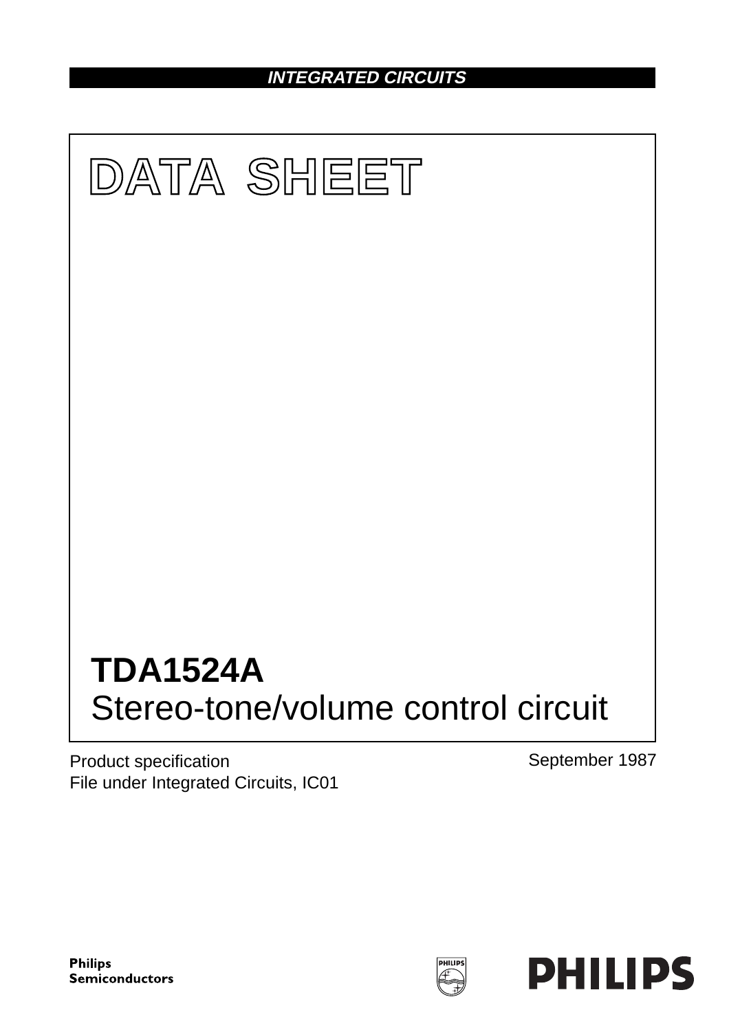INTEGRATED CIRCUITS

# DATA SHEET

# TDA1524A
## Stereo-tone/volume control circuit

Product specification
File under Integrated Circuits, IC01

September 1987

Philips Semiconductors

PHILIPS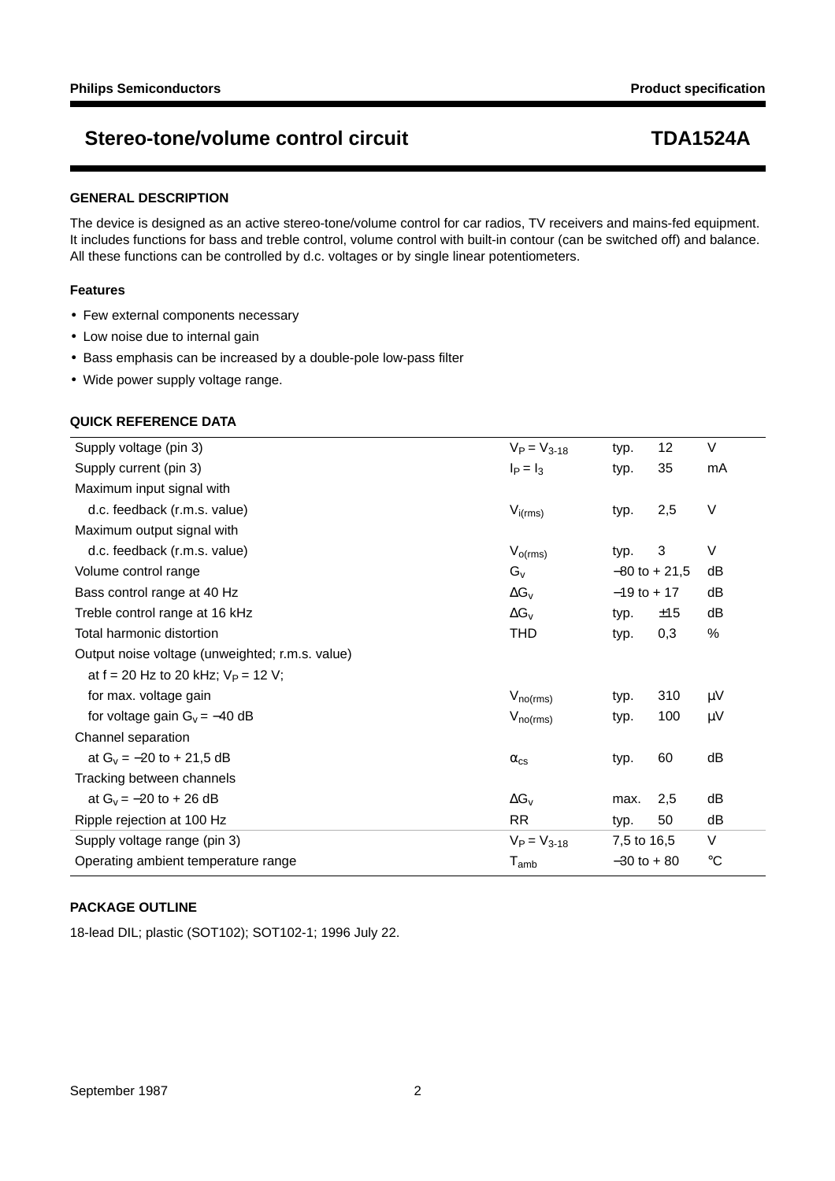## GENERAL DESCRIPTION

The device is designed as an active stereo-tone/volume control for car radios, TV receivers and mains-fed equipment. It includes functions for bass and treble control, volume control with built-in contour (can be switched off) and balance. All these functions can be controlled by d.c. voltages or by single linear potentiometers.

### Features

- Few external components necessary
- Low noise due to internal gain
- Bass emphasis can be increased by a double-pole low-pass filter
- Wide power supply voltage range.

## QUICK REFERENCE DATA

| | | | | |
|---|---|---|---|---|
| Supply voltage (pin 3) | $V_P = V_{3\text{-}18}$ | typ. | 12 | V |
| Supply current (pin 3) | $I_P = I_3$ | typ. | 35 | mA |
| Maximum input signal with | | | | |
| d.c. feedback (r.m.s. value) | $V_{i(rms)}$ | typ. | 2,5 | V |
| Maximum output signal with | | | | |
| d.c. feedback (r.m.s. value) | $V_{o(rms)}$ | typ. | 3 | V |
| Volume control range | $G_v$ | −80 to + 21,5 | | dB |
| Bass control range at 40 Hz | $\Delta G_v$ | −19 to + 17 | | dB |
| Treble control range at 16 kHz | $\Delta G_v$ | typ. | ±15 | dB |
| Total harmonic distortion | THD | typ. | 0,3 | % |
| Output noise voltage (unweighted; r.m.s. value) | | | | |
| at f = 20 Hz to 20 kHz; $V_P$ = 12 V; | | | | |
| for max. voltage gain | $V_{no(rms)}$ | typ. | 310 | μV |
| for voltage gain $G_v$ = −40 dB | $V_{no(rms)}$ | typ. | 100 | μV |
| Channel separation | | | | |
| at $G_v$ = −20 to + 21,5 dB | $\alpha_{cs}$ | typ. | 60 | dB |
| Tracking between channels | | | | |
| at $G_v$ = −20 to + 26 dB | $\Delta G_v$ | max. | 2,5 | dB |
| Ripple rejection at 100 Hz | RR | typ. | 50 | dB |
| Supply voltage range (pin 3) | $V_P = V_{3\text{-}18}$ | 7,5 to 16,5 | | V |
| Operating ambient temperature range | $T_{amb}$ | −30 to + 80 | | °C |

## PACKAGE OUTLINE

18-lead DIL; plastic (SOT102); SOT102-1; 1996 July 22.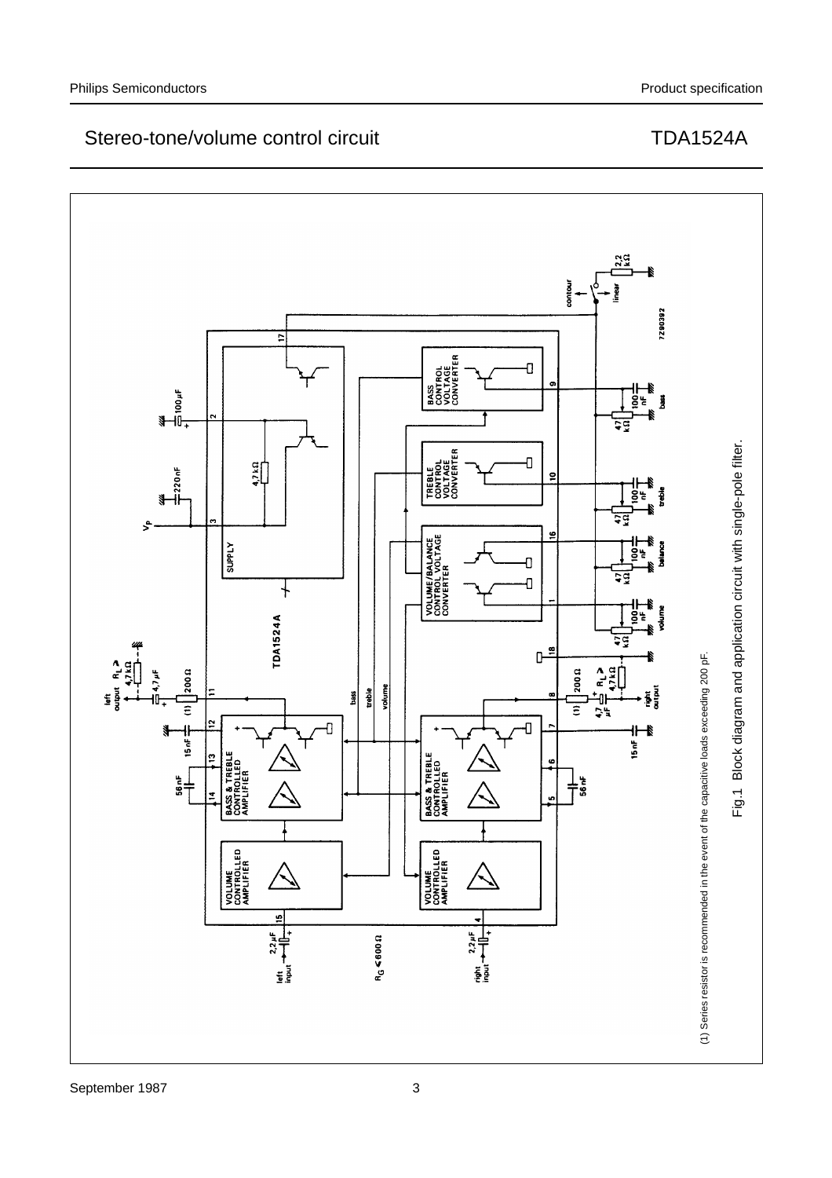(1) Series resistor is recommended in the event of the capacitive loads exceeding 200 pF.

Fig.1 Block diagram and application circuit with single-pole filter.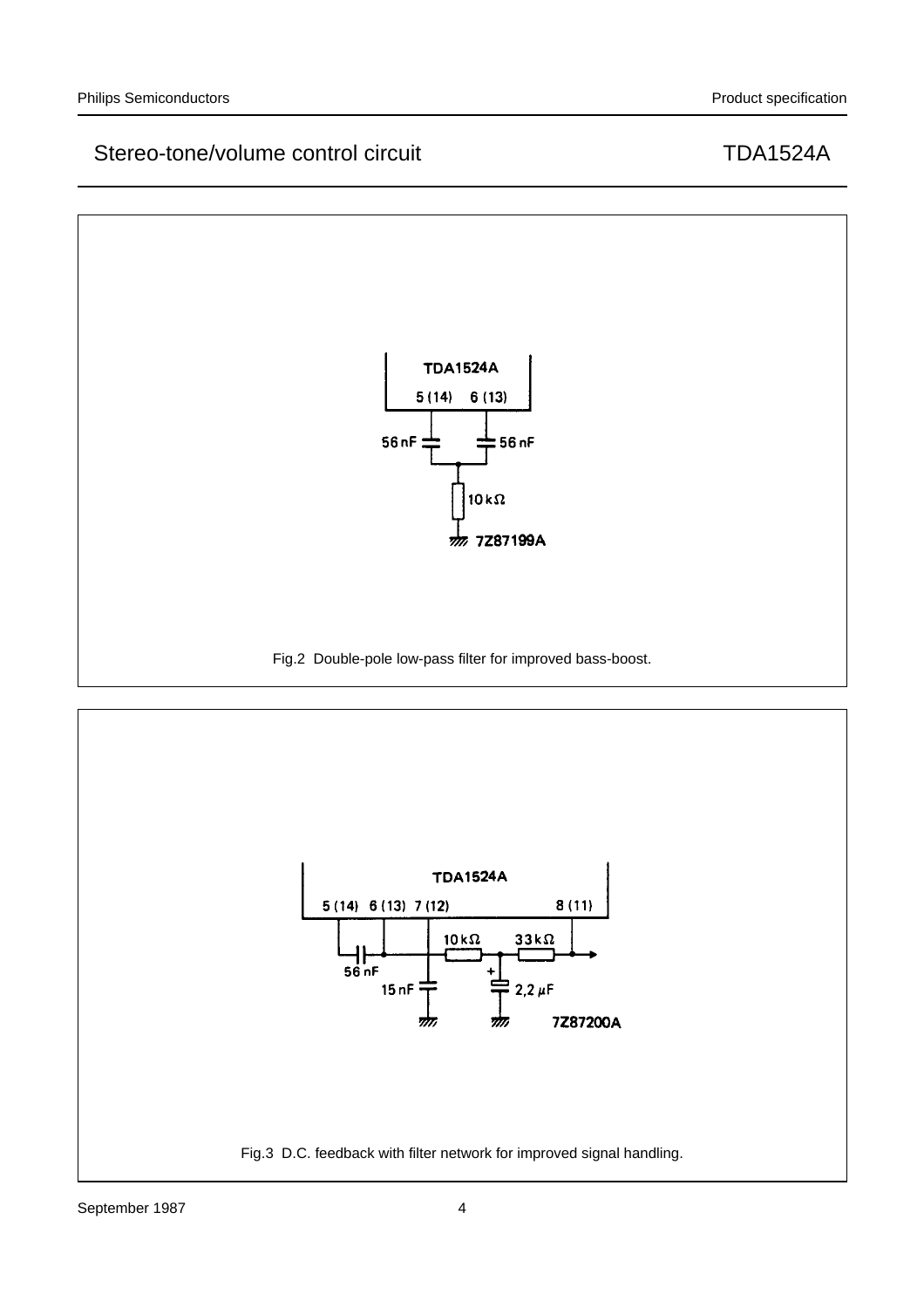TDA1524A

5 (14) 6 (13)

56 nF

56 nF

10 kΩ

7Z87199A

Fig.2 Double-pole low-pass filter for improved bass-boost.

TDA1524A

5 (14) 6 (13) 7 (12) 8 (11)

56 nF

15 nF

10 kΩ

33 kΩ

2,2 μF

7Z87200A

Fig.3 D.C. feedback with filter network for improved signal handling.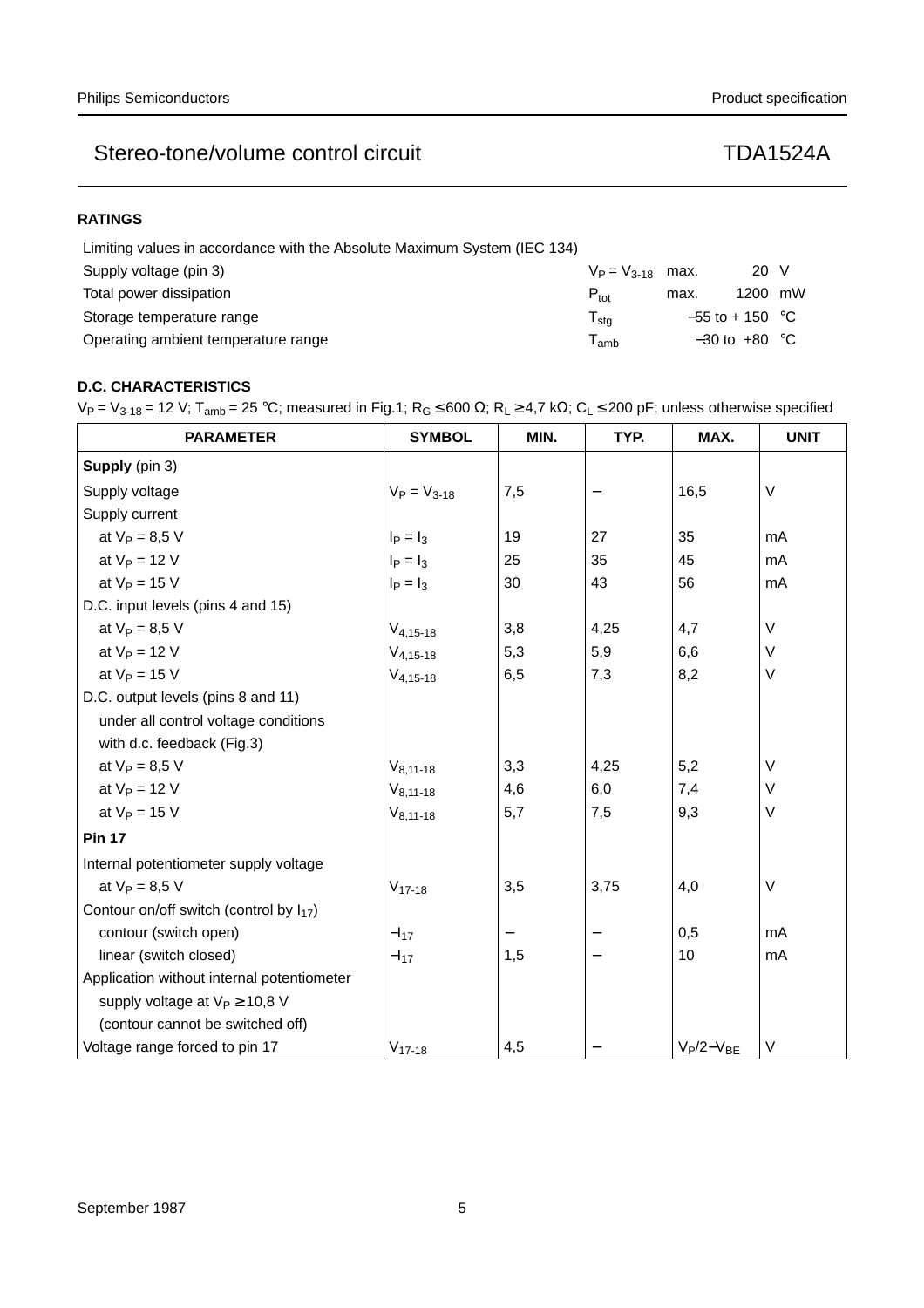## RATINGS

Limiting values in accordance with the Absolute Maximum System (IEC 134)

| | | | | |
|---|---|---|---|---|
| Supply voltage (pin 3) | $V_P = V_{3-18}$ | max. | 20 | V |
| Total power dissipation | $P_{tot}$ | max. | 1200 | mW |
| Storage temperature range | $T_{stg}$ | | −55 to + 150 | °C |
| Operating ambient temperature range | $T_{amb}$ | | −30 to +80 | °C |

## D.C. CHARACTERISTICS

$V_P = V_{3-18} = 12$ V; $T_{amb} = 25$ °C; measured in Fig.1; $R_G \leq 600\ \Omega$; $R_L \geq 4{,}7$ kΩ; $C_L \leq 200$ pF; unless otherwise specified

| PARAMETER | SYMBOL | MIN. | TYP. | MAX. | UNIT |
|---|---|---|---|---|---|
| **Supply** (pin 3) | | | | | |
| Supply voltage | $V_P = V_{3-18}$ | 7,5 | − | 16,5 | V |
| Supply current | | | | | |
| at $V_P = 8{,}5$ V | $I_P = I_3$ | 19 | 27 | 35 | mA |
| at $V_P = 12$ V | $I_P = I_3$ | 25 | 35 | 45 | mA |
| at $V_P = 15$ V | $I_P = I_3$ | 30 | 43 | 56 | mA |
| D.C. input levels (pins 4 and 15) | | | | | |
| at $V_P = 8{,}5$ V | $V_{4,15-18}$ | 3,8 | 4,25 | 4,7 | V |
| at $V_P = 12$ V | $V_{4,15-18}$ | 5,3 | 5,9 | 6,6 | V |
| at $V_P = 15$ V | $V_{4,15-18}$ | 6,5 | 7,3 | 8,2 | V |
| D.C. output levels (pins 8 and 11) | | | | | |
| under all control voltage conditions | | | | | |
| with d.c. feedback (Fig.3) | | | | | |
| at $V_P = 8{,}5$ V | $V_{8,11-18}$ | 3,3 | 4,25 | 5,2 | V |
| at $V_P = 12$ V | $V_{8,11-18}$ | 4,6 | 6,0 | 7,4 | V |
| at $V_P = 15$ V | $V_{8,11-18}$ | 5,7 | 7,5 | 9,3 | V |
| **Pin 17** | | | | | |
| Internal potentiometer supply voltage | | | | | |
| at $V_P = 8{,}5$ V | $V_{17-18}$ | 3,5 | 3,75 | 4,0 | V |
| Contour on/off switch (control by $I_{17}$) | | | | | |
| contour (switch open) | $-I_{17}$ | − | − | 0,5 | mA |
| linear (switch closed) | $-I_{17}$ | 1,5 | − | 10 | mA |
| Application without internal potentiometer | | | | | |
| supply voltage at $V_P \geq 10{,}8$ V | | | | | |
| (contour cannot be switched off) | | | | | |
| Voltage range forced to pin 17 | $V_{17-18}$ | 4,5 | − | $V_P/2-V_{BE}$ | V |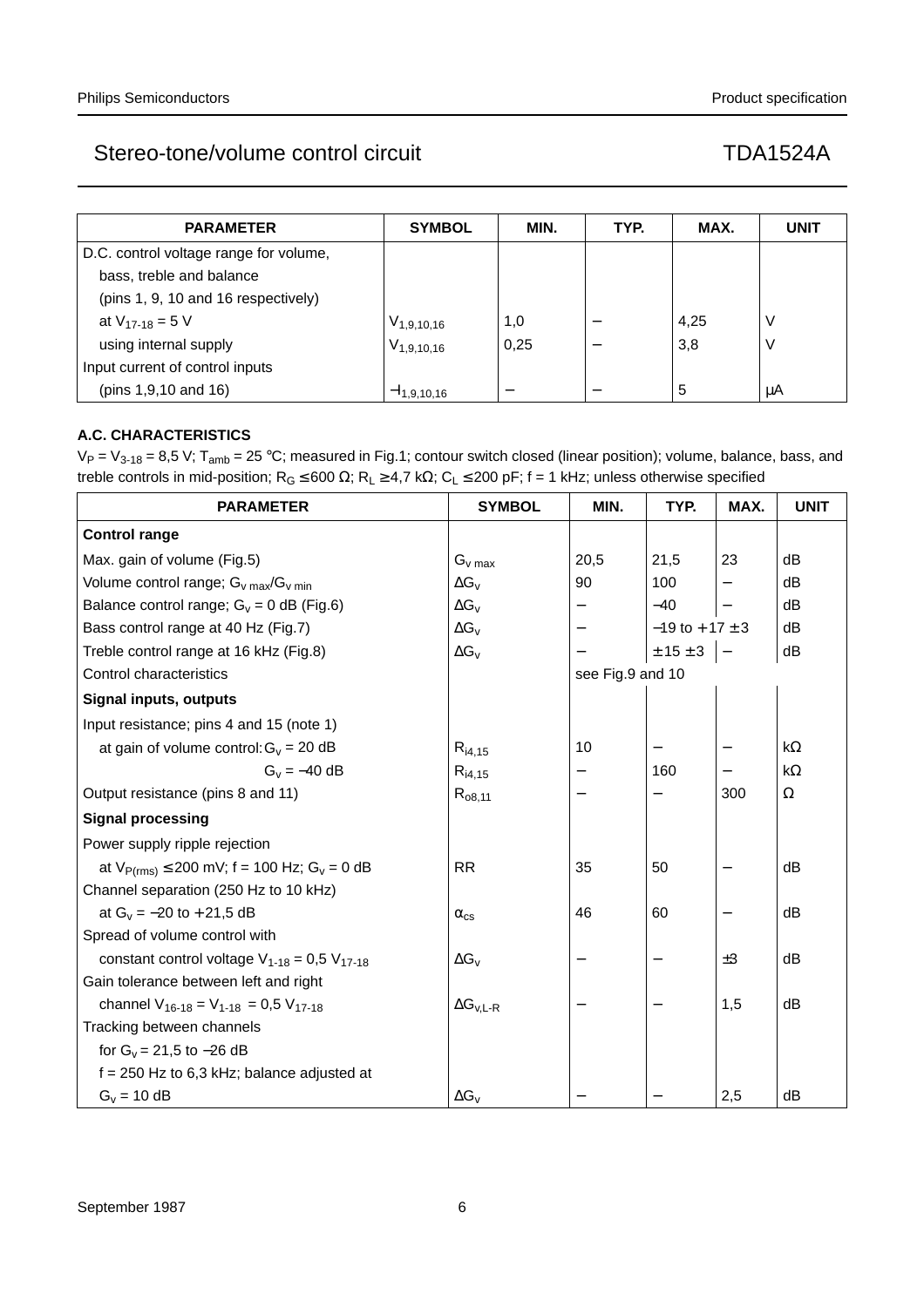| PARAMETER | SYMBOL | MIN. | TYP. | MAX. | UNIT |
|---|---|---|---|---|---|
| D.C. control voltage range for volume, bass, treble and balance (pins 1, 9, 10 and 16 respectively) | | | | | |
| at $V_{17\text{-}18}$ = 5 V | $V_{1,9,10,16}$ | 1,0 | − | 4,25 | V |
| using internal supply | $V_{1,9,10,16}$ | 0,25 | − | 3,8 | V |
| Input current of control inputs (pins 1,9,10 and 16) | $-I_{1,9,10,16}$ | − | − | 5 | μA |

### A.C. CHARACTERISTICS

$V_P = V_{3\text{-}18}$ = 8,5 V; $T_{amb}$ = 25 °C; measured in Fig.1; contour switch closed (linear position); volume, balance, bass, and treble controls in mid-position; $R_G \leq 600\ \Omega$; $R_L \geq 4{,}7\ k\Omega$; $C_L \leq 200$ pF; f = 1 kHz; unless otherwise specified

| PARAMETER | SYMBOL | MIN. | TYP. | MAX. | UNIT |
|---|---|---|---|---|---|
| **Control range** | | | | | |
| Max. gain of volume (Fig.5) | $G_{v\ max}$ | 20,5 | 21,5 | 23 | dB |
| Volume control range; $G_{v\ max}/G_{v\ min}$ | $\Delta G_v$ | 90 | 100 | − | dB |
| Balance control range; $G_v$ = 0 dB (Fig.6) | $\Delta G_v$ | − | −40 | − | dB |
| Bass control range at 40 Hz (Fig.7) | $\Delta G_v$ | − | −19 to +17 ± 3 | | dB |
| Treble control range at 16 kHz (Fig.8) | $\Delta G_v$ | − | ± 15 ± 3 | − | dB |
| Control characteristics | | see Fig.9 and 10 | | | |
| **Signal inputs, outputs** | | | | | |
| Input resistance; pins 4 and 15 (note 1) | | | | | |
| at gain of volume control: $G_v$ = 20 dB | $R_{i4,15}$ | 10 | − | − | kΩ |
| $G_v$ = −40 dB | $R_{i4,15}$ | − | 160 | − | kΩ |
| Output resistance (pins 8 and 11) | $R_{o8,11}$ | − | − | 300 | Ω |
| **Signal processing** | | | | | |
| Power supply ripple rejection at $V_{P(rms)} \leq 200$ mV; f = 100 Hz; $G_v$ = 0 dB | RR | 35 | 50 | − | dB |
| Channel separation (250 Hz to 10 kHz) at $G_v$ = −20 to +21,5 dB | $\alpha_{cs}$ | 46 | 60 | − | dB |
| Spread of volume control with constant control voltage $V_{1\text{-}18} = 0{,}5\ V_{17\text{-}18}$ | $\Delta G_v$ | − | − | ±3 | dB |
| Gain tolerance between left and right channel $V_{16\text{-}18} = V_{1\text{-}18} = 0{,}5\ V_{17\text{-}18}$ | $\Delta G_{v,L\text{-}R}$ | − | − | 1,5 | dB |
| Tracking between channels for $G_v$ = 21,5 to −26 dB f = 250 Hz to 6,3 kHz; balance adjusted at $G_v$ = 10 dB | $\Delta G_v$ | − | − | 2,5 | dB |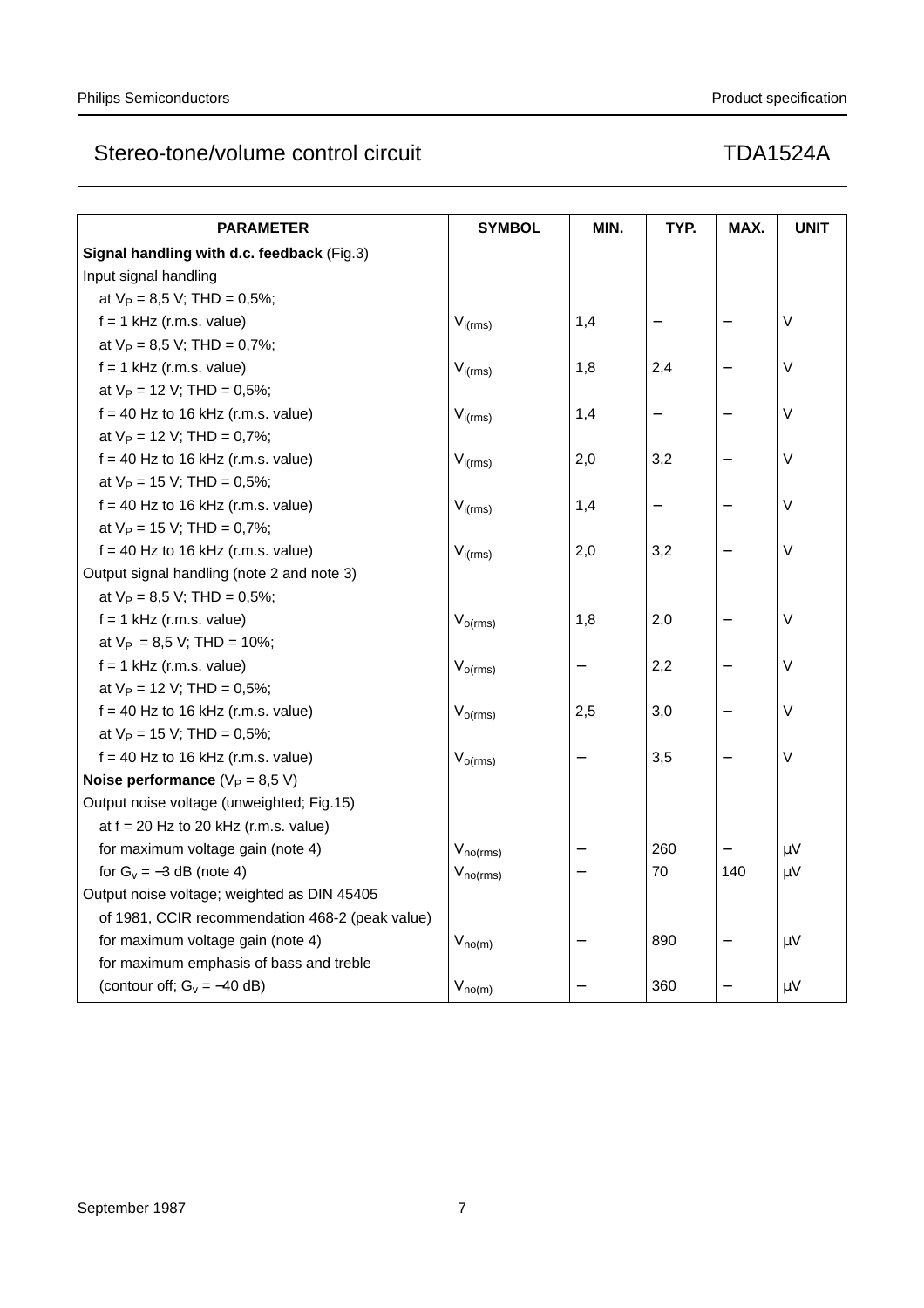| PARAMETER | SYMBOL | MIN. | TYP. | MAX. | UNIT |
|---|---|---|---|---|---|
| **Signal handling with d.c. feedback** (Fig.3) | | | | | |
| Input signal handling | | | | | |
| at $V_P$ = 8,5 V; THD = 0,5%; | | | | | |
| f = 1 kHz (r.m.s. value) | $V_{i(rms)}$ | 1,4 | – | – | V |
| at $V_P$ = 8,5 V; THD = 0,7%; | | | | | |
| f = 1 kHz (r.m.s. value) | $V_{i(rms)}$ | 1,8 | 2,4 | – | V |
| at $V_P$ = 12 V; THD = 0,5%; | | | | | |
| f = 40 Hz to 16 kHz (r.m.s. value) | $V_{i(rms)}$ | 1,4 | – | – | V |
| at $V_P$ = 12 V; THD = 0,7%; | | | | | |
| f = 40 Hz to 16 kHz (r.m.s. value) | $V_{i(rms)}$ | 2,0 | 3,2 | – | V |
| at $V_P$ = 15 V; THD = 0,5%; | | | | | |
| f = 40 Hz to 16 kHz (r.m.s. value) | $V_{i(rms)}$ | 1,4 | – | – | V |
| at $V_P$ = 15 V; THD = 0,7%; | | | | | |
| f = 40 Hz to 16 kHz (r.m.s. value) | $V_{i(rms)}$ | 2,0 | 3,2 | – | V |
| Output signal handling (note 2 and note 3) | | | | | |
| at $V_P$ = 8,5 V; THD = 0,5%; | | | | | |
| f = 1 kHz (r.m.s. value) | $V_{o(rms)}$ | 1,8 | 2,0 | – | V |
| at $V_P$ = 8,5 V; THD = 10%; | | | | | |
| f = 1 kHz (r.m.s. value) | $V_{o(rms)}$ | – | 2,2 | – | V |
| at $V_P$ = 12 V; THD = 0,5%; | | | | | |
| f = 40 Hz to 16 kHz (r.m.s. value) | $V_{o(rms)}$ | 2,5 | 3,0 | – | V |
| at $V_P$ = 15 V; THD = 0,5%; | | | | | |
| f = 40 Hz to 16 kHz (r.m.s. value) | $V_{o(rms)}$ | – | 3,5 | – | V |
| **Noise performance** ($V_P$ = 8,5 V) | | | | | |
| Output noise voltage (unweighted; Fig.15) | | | | | |
| at f = 20 Hz to 20 kHz (r.m.s. value) | | | | | |
| for maximum voltage gain (note 4) | $V_{no(rms)}$ | – | 260 | – | μV |
| for $G_v$ = −3 dB (note 4) | $V_{no(rms)}$ | – | 70 | 140 | μV |
| Output noise voltage; weighted as DIN 45405 | | | | | |
| of 1981, CCIR recommendation 468-2 (peak value) | | | | | |
| for maximum voltage gain (note 4) | $V_{no(m)}$ | – | 890 | – | μV |
| for maximum emphasis of bass and treble | | | | | |
| (contour off; $G_v$ = −40 dB) | $V_{no(m)}$ | – | 360 | – | μV |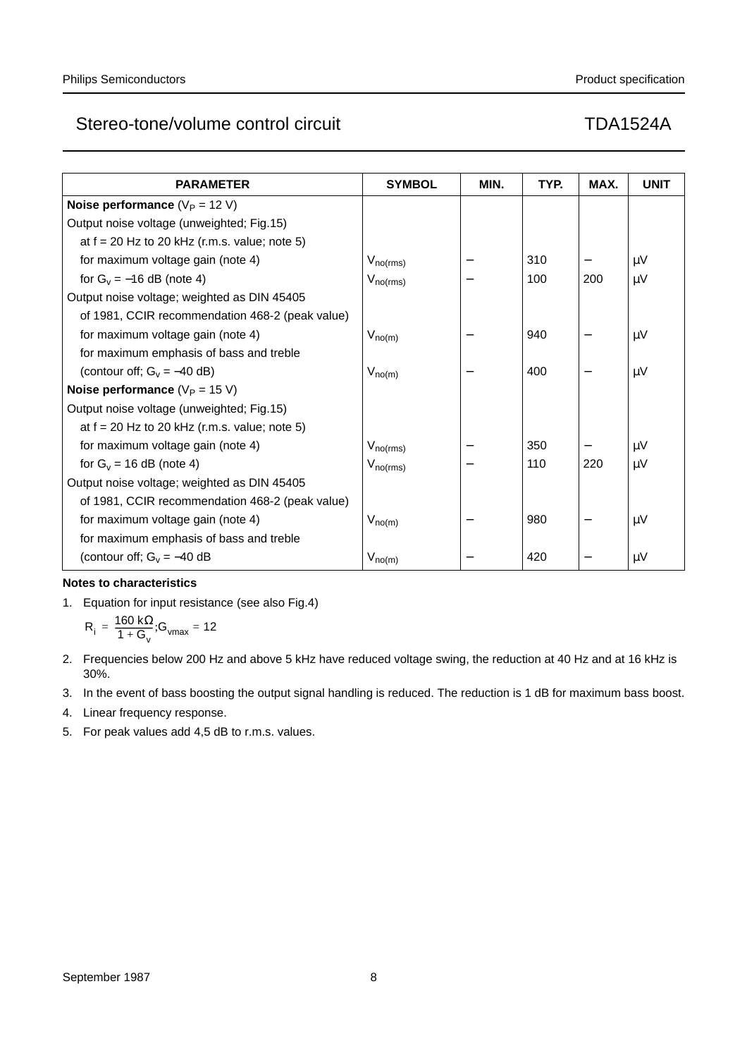| PARAMETER | SYMBOL | MIN. | TYP. | MAX. | UNIT |
|---|---|---|---|---|---|
| **Noise performance** ($V_P$ = 12 V) | | | | | |
| Output noise voltage (unweighted; Fig.15) | | | | | |
| at f = 20 Hz to 20 kHz (r.m.s. value; note 5) | | | | | |
| for maximum voltage gain (note 4) | $V_{no(rms)}$ | − | 310 | − | μV |
| for $G_v$ = −16 dB (note 4) | $V_{no(rms)}$ | − | 100 | 200 | μV |
| Output noise voltage; weighted as DIN 45405 | | | | | |
| of 1981, CCIR recommendation 468-2 (peak value) | | | | | |
| for maximum voltage gain (note 4) | $V_{no(m)}$ | − | 940 | − | μV |
| for maximum emphasis of bass and treble | | | | | |
| (contour off; $G_v$ = −40 dB) | $V_{no(m)}$ | − | 400 | − | μV |
| **Noise performance** ($V_P$ = 15 V) | | | | | |
| Output noise voltage (unweighted; Fig.15) | | | | | |
| at f = 20 Hz to 20 kHz (r.m.s. value; note 5) | | | | | |
| for maximum voltage gain (note 4) | $V_{no(rms)}$ | − | 350 | − | μV |
| for $G_v$ = 16 dB (note 4) | $V_{no(rms)}$ | − | 110 | 220 | μV |
| Output noise voltage; weighted as DIN 45405 | | | | | |
| of 1981, CCIR recommendation 468-2 (peak value) | | | | | |
| for maximum voltage gain (note 4) | $V_{no(m)}$ | − | 980 | − | μV |
| for maximum emphasis of bass and treble | | | | | |
| (contour off; $G_v$ = −40 dB | $V_{no(m)}$ | − | 420 | − | μV |

**Notes to characteristics**

1. Equation for input resistance (see also Fig.4)

   $R_i = \frac{160\ k\Omega}{1 + G_v}; G_{vmax} = 12$

2. Frequencies below 200 Hz and above 5 kHz have reduced voltage swing, the reduction at 40 Hz and at 16 kHz is 30%.
3. In the event of bass boosting the output signal handling is reduced. The reduction is 1 dB for maximum bass boost.
4. Linear frequency response.
5. For peak values add 4,5 dB to r.m.s. values.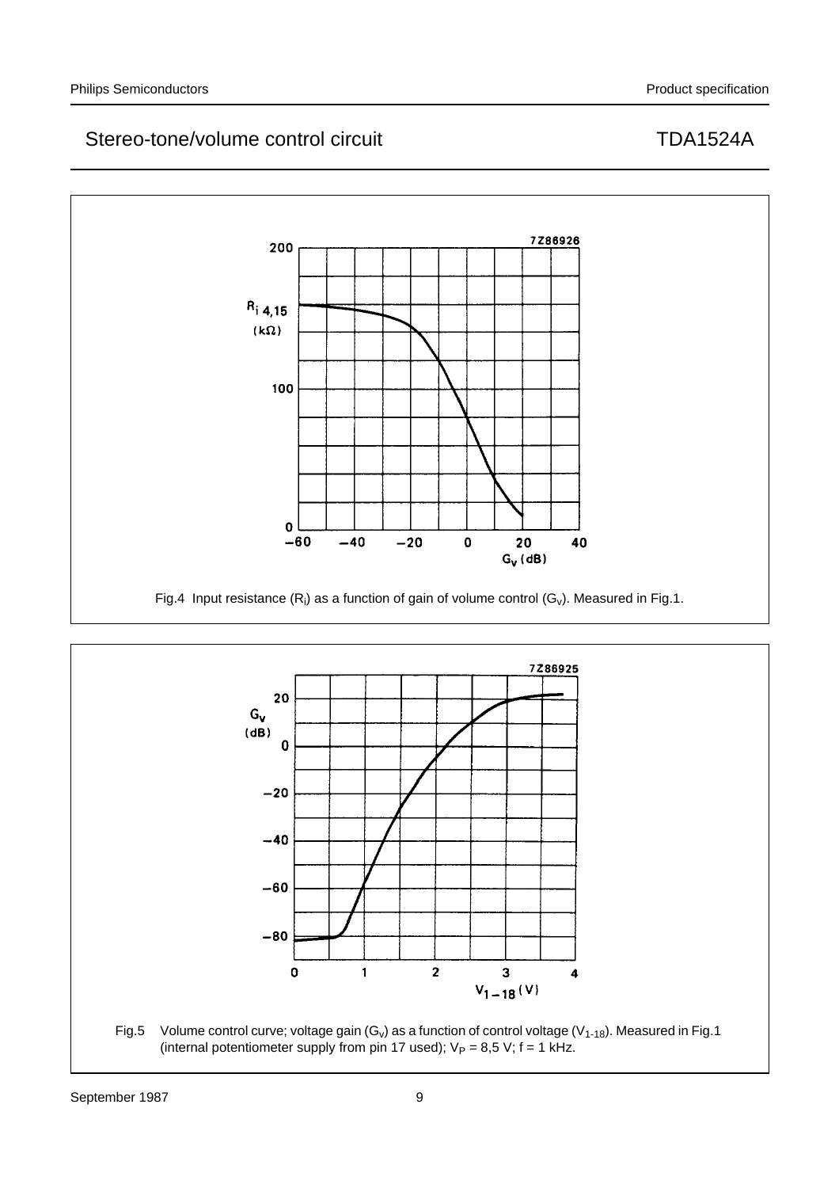Fig.4 Input resistance ($R_i$) as a function of gain of volume control ($G_v$). Measured in Fig.1.

Fig.5 Volume control curve; voltage gain ($G_v$) as a function of control voltage ($V_{1-18}$). Measured in Fig.1 (internal potentiometer supply from pin 17 used); $V_P$ = 8,5 V; f = 1 kHz.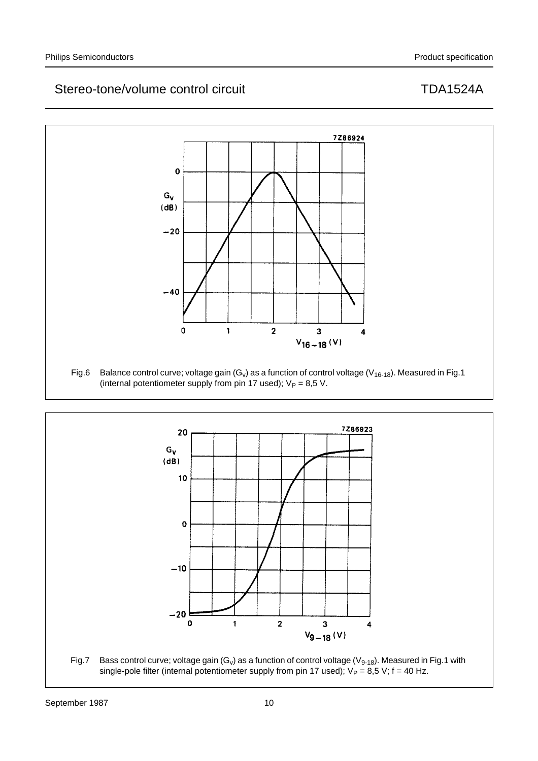Fig.6 Balance control curve; voltage gain ($G_v$) as a function of control voltage ($V_{16\text{-}18}$). Measured in Fig.1 (internal potentiometer supply from pin 17 used); $V_P$ = 8,5 V.

Fig.7 Bass control curve; voltage gain ($G_v$) as a function of control voltage ($V_{9\text{-}18}$). Measured in Fig.1 with single-pole filter (internal potentiometer supply from pin 17 used); $V_P$ = 8,5 V; f = 40 Hz.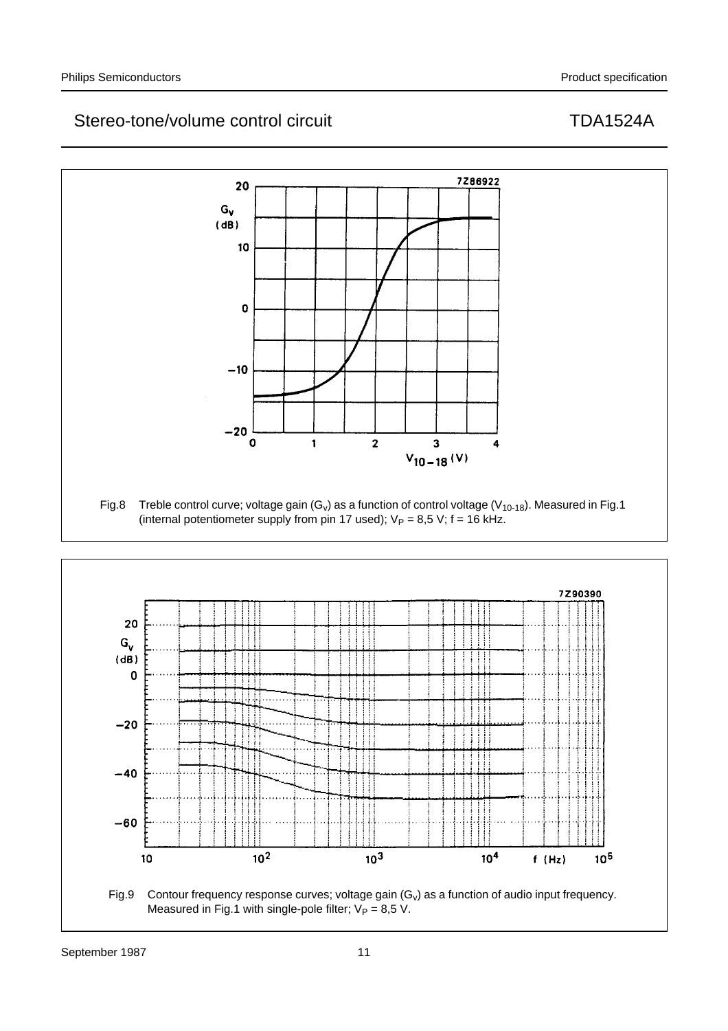Fig.8 Treble control curve; voltage gain ($G_v$) as a function of control voltage ($V_{10\text{-}18}$). Measured in Fig.1 (internal potentiometer supply from pin 17 used); $V_P$ = 8,5 V; f = 16 kHz.

Fig.9 Contour frequency response curves; voltage gain ($G_v$) as a function of audio input frequency. Measured in Fig.1 with single-pole filter; $V_P$ = 8,5 V.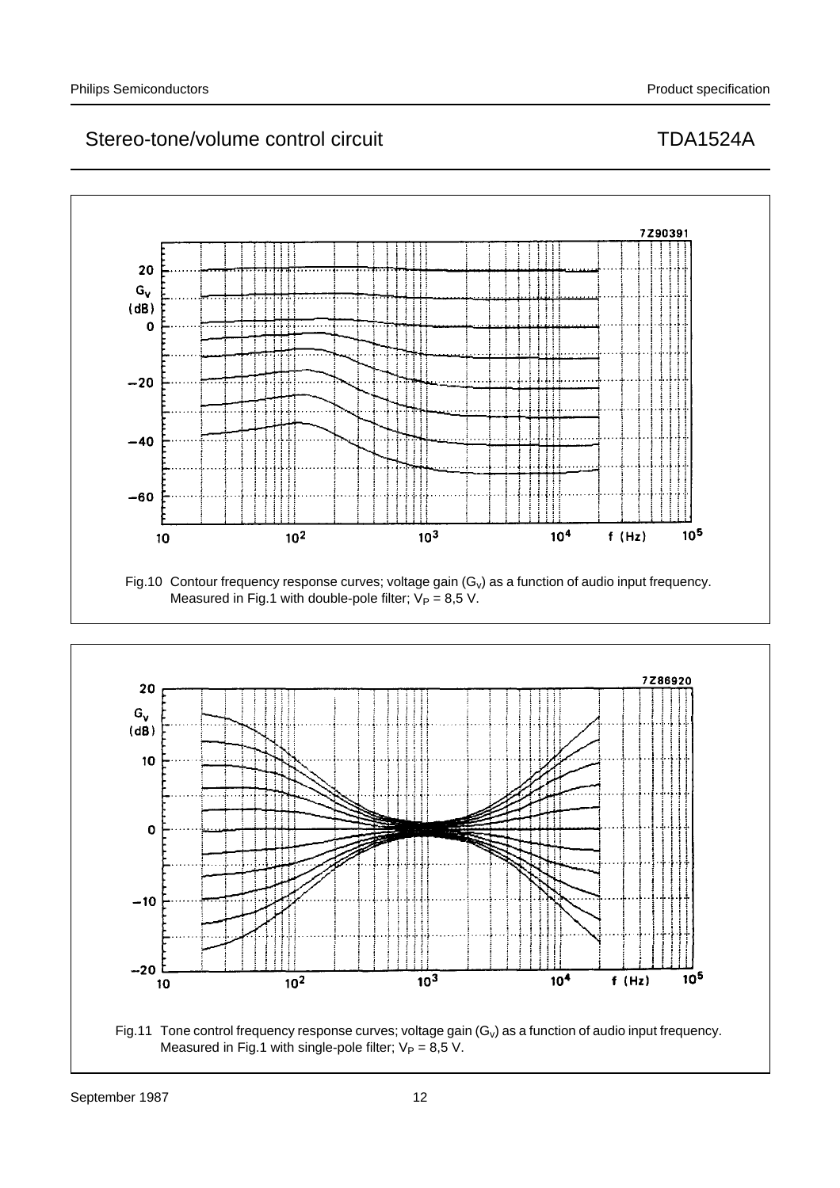Fig.10 Contour frequency response curves; voltage gain ($G_v$) as a function of audio input frequency. Measured in Fig.1 with double-pole filter; $V_P$ = 8,5 V.

Fig.11 Tone control frequency response curves; voltage gain ($G_v$) as a function of audio input frequency. Measured in Fig.1 with single-pole filter; $V_P$ = 8,5 V.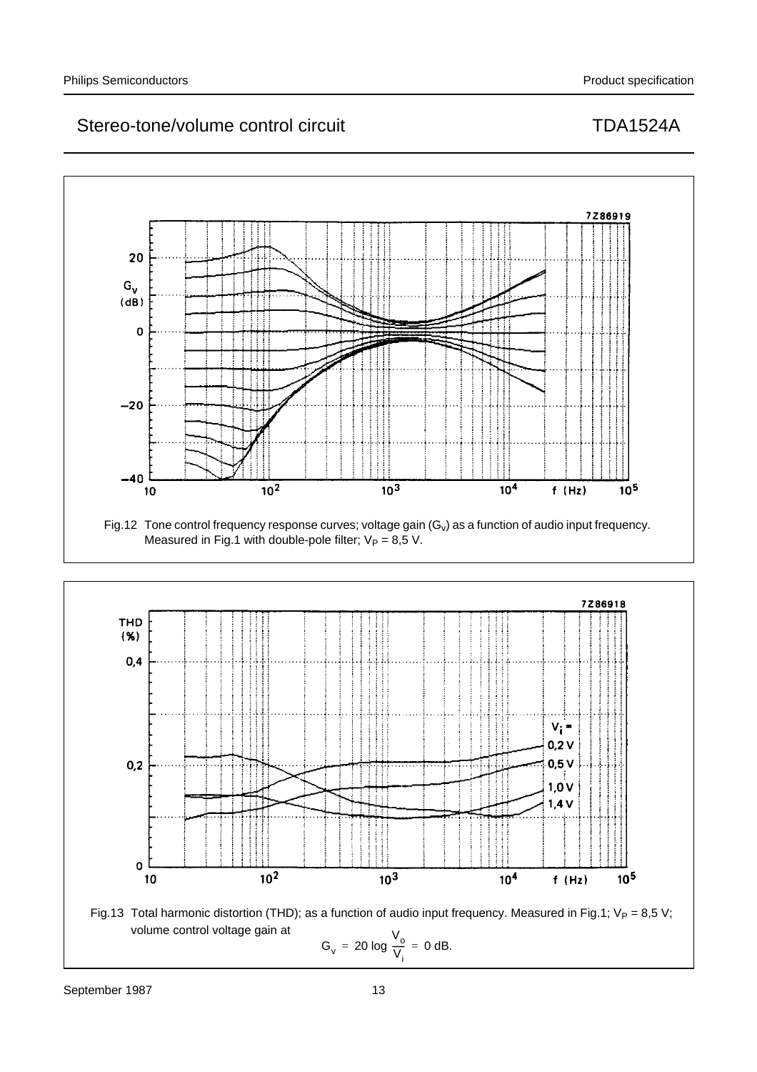Fig.12 Tone control frequency response curves; voltage gain ($G_v$) as a function of audio input frequency. Measured in Fig.1 with double-pole filter; $V_P$ = 8,5 V.

Fig.13 Total harmonic distortion (THD); as a function of audio input frequency. Measured in Fig.1; $V_P$ = 8,5 V; volume control voltage gain at

$$G_v = 20 \log \frac{V_o}{V_i} = 0 \text{ dB.}$$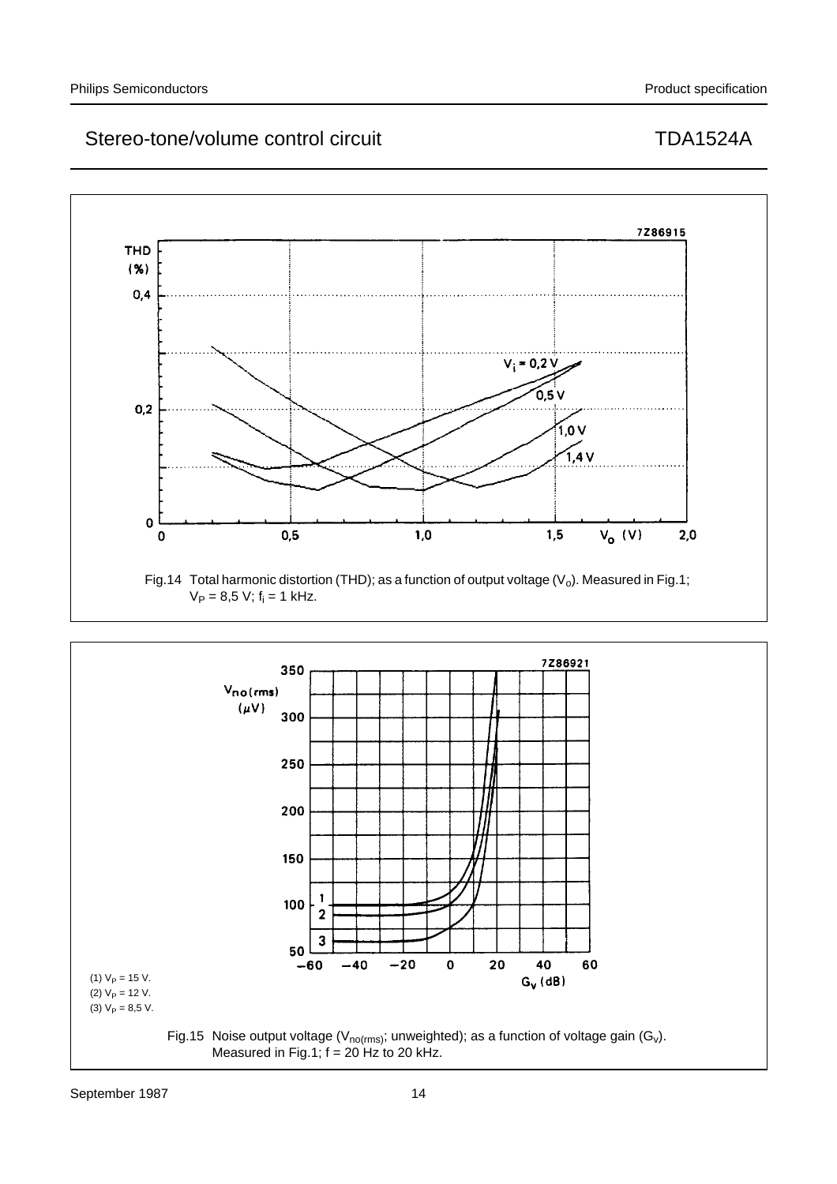Fig.14 Total harmonic distortion (THD); as a function of output voltage ($V_o$). Measured in Fig.1; $V_P$ = 8,5 V; $f_i$ = 1 kHz.

(1) $V_P$ = 15 V.
(2) $V_P$ = 12 V.
(3) $V_P$ = 8,5 V.

Fig.15 Noise output voltage ($V_{no(rms)}$; unweighted); as a function of voltage gain ($G_v$). Measured in Fig.1; f = 20 Hz to 20 kHz.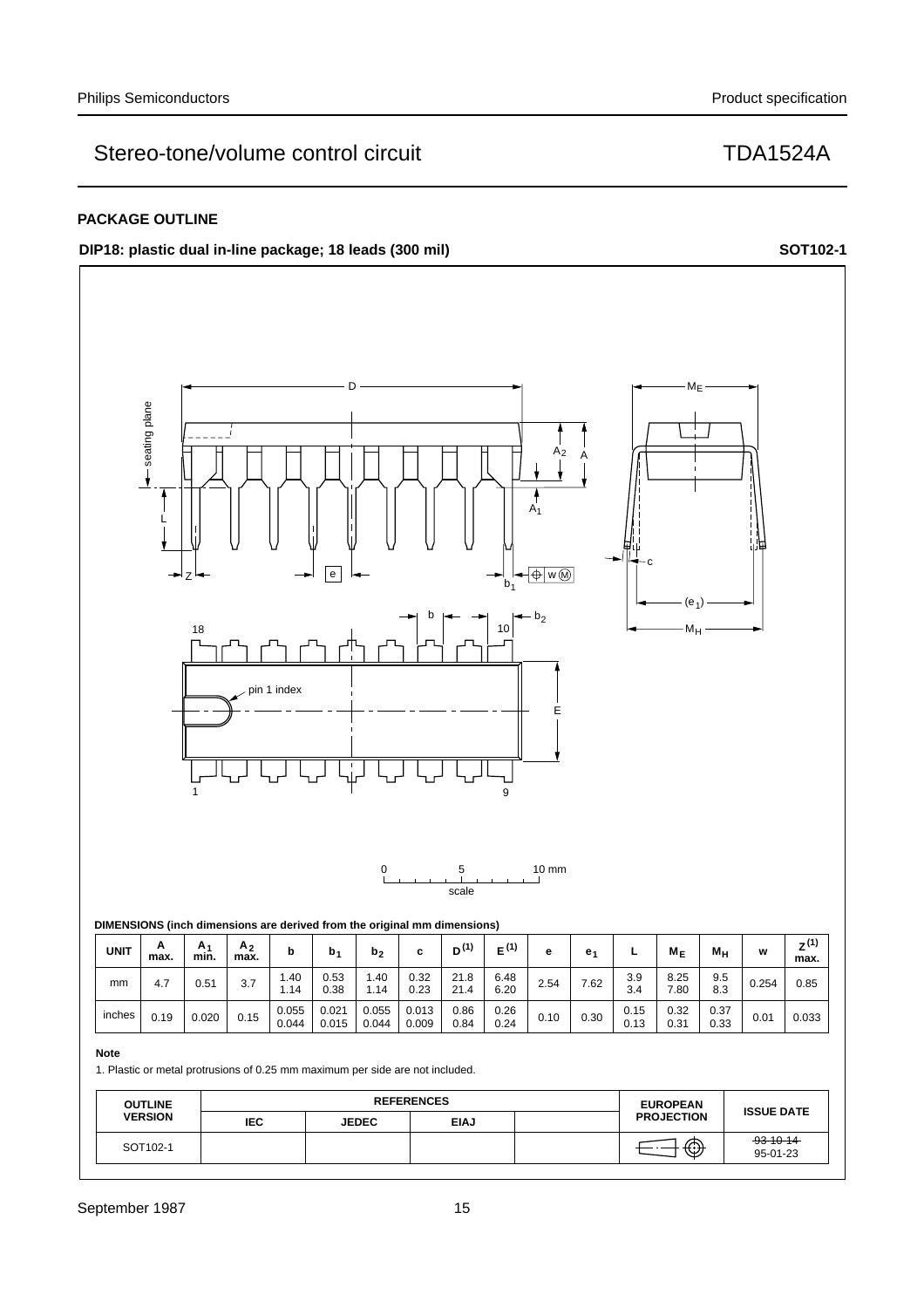## PACKAGE OUTLINE

**DIP18: plastic dual in-line package; 18 leads (300 mil)** **SOT102-1**

**DIMENSIONS (inch dimensions are derived from the original mm dimensions)**

| UNIT | A max. | $A_1$ min. | $A_2$ max. | b | $b_1$ | $b_2$ | c | $D^{(1)}$ | $E^{(1)}$ | e | $e_1$ | L | $M_E$ | $M_H$ | w | $Z^{(1)}$ max. |
|---|---|---|---|---|---|---|---|---|---|---|---|---|---|---|---|---|
| mm | 4.7 | 0.51 | 3.7 | 1.40<br>1.14 | 0.53<br>0.38 | 1.40<br>1.14 | 0.32<br>0.23 | 21.8<br>21.4 | 6.48<br>6.20 | 2.54 | 7.62 | 3.9<br>3.4 | 8.25<br>7.80 | 9.5<br>8.3 | 0.254 | 0.85 |
| inches | 0.19 | 0.020 | 0.15 | 0.055<br>0.044 | 0.021<br>0.015 | 0.055<br>0.044 | 0.013<br>0.009 | 0.86<br>0.84 | 0.26<br>0.24 | 0.10 | 0.30 | 0.15<br>0.13 | 0.32<br>0.31 | 0.37<br>0.33 | 0.01 | 0.033 |

**Note**

1. Plastic or metal protrusions of 0.25 mm maximum per side are not included.

| OUTLINE VERSION | REFERENCES | | | | EUROPEAN PROJECTION | ISSUE DATE |
|---|---|---|---|---|---|---|
| | IEC | JEDEC | EIAJ | | | |
| SOT102-1 | | | | | | ~~93-10-14~~<br>95-01-23 |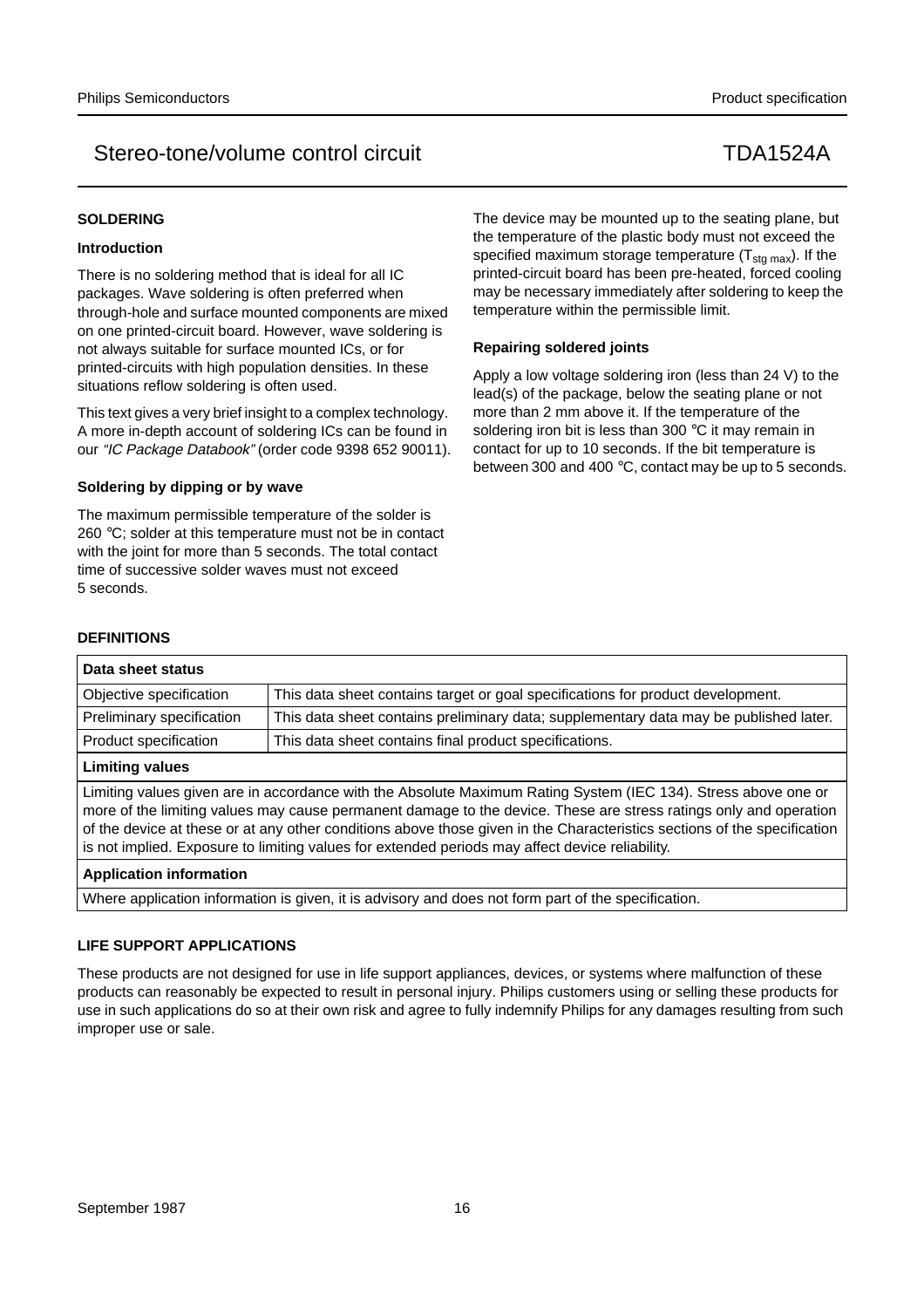## SOLDERING

### Introduction

There is no soldering method that is ideal for all IC packages. Wave soldering is often preferred when through-hole and surface mounted components are mixed on one printed-circuit board. However, wave soldering is not always suitable for surface mounted ICs, or for printed-circuits with high population densities. In these situations reflow soldering is often used.

This text gives a very brief insight to a complex technology. A more in-depth account of soldering ICs can be found in our *"IC Package Databook"* (order code 9398 652 90011).

### Soldering by dipping or by wave

The maximum permissible temperature of the solder is 260 °C; solder at this temperature must not be in contact with the joint for more than 5 seconds. The total contact time of successive solder waves must not exceed 5 seconds.

The device may be mounted up to the seating plane, but the temperature of the plastic body must not exceed the specified maximum storage temperature ($T_{stg\ max}$). If the printed-circuit board has been pre-heated, forced cooling may be necessary immediately after soldering to keep the temperature within the permissible limit.

### Repairing soldered joints

Apply a low voltage soldering iron (less than 24 V) to the lead(s) of the package, below the seating plane or not more than 2 mm above it. If the temperature of the soldering iron bit is less than 300 °C it may remain in contact for up to 10 seconds. If the bit temperature is between 300 and 400 °C, contact may be up to 5 seconds.

## DEFINITIONS

| | |
|---|---|
| **Data sheet status** | |
| Objective specification | This data sheet contains target or goal specifications for product development. |
| Preliminary specification | This data sheet contains preliminary data; supplementary data may be published later. |
| Product specification | This data sheet contains final product specifications. |
| **Limiting values** | |
| Limiting values given are in accordance with the Absolute Maximum Rating System (IEC 134). Stress above one or more of the limiting values may cause permanent damage to the device. These are stress ratings only and operation of the device at these or at any other conditions above those given in the Characteristics sections of the specification is not implied. Exposure to limiting values for extended periods may affect device reliability. | |
| **Application information** | |
| Where application information is given, it is advisory and does not form part of the specification. | |

## LIFE SUPPORT APPLICATIONS

These products are not designed for use in life support appliances, devices, or systems where malfunction of these products can reasonably be expected to result in personal injury. Philips customers using or selling these products for use in such applications do so at their own risk and agree to fully indemnify Philips for any damages resulting from such improper use or sale.